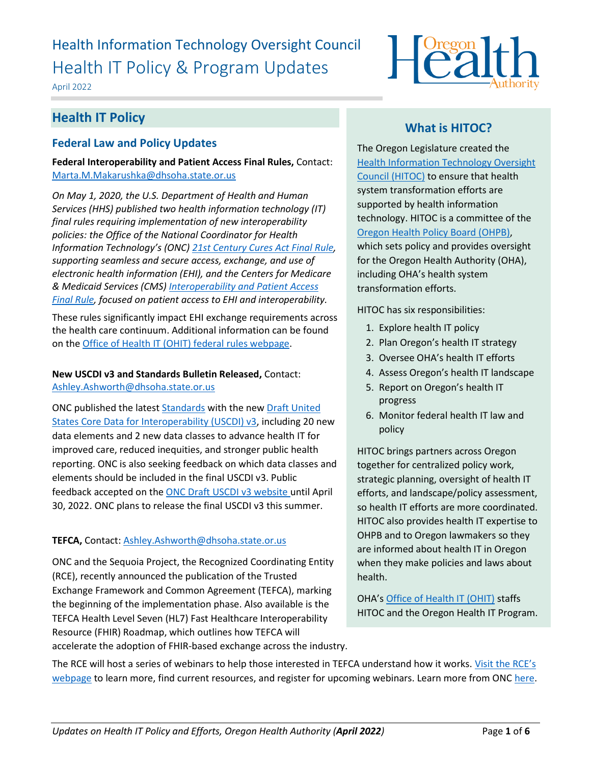# Health Information Technology Oversight Council

# Health IT Policy & Program Updates

April 2022

## Health IT Policy

### Federal Law and Policy Updates

**Federal Interoperability and Patient Access Final Rules,** Contact: Marta.M.Makarushka@dhsoha.state.or.us

*On May 1, 2020, the U.S. Department of Health and Human Services (HHS) published two health information technology (IT) final rules requiring implementation of new interoperability policies: the Office of the National Coordinator for Health Information Technology's (ONC) 21st Century Cures Act Final Rule, supporting seamless and secure access, exchange, and use of electronic health information (EHI), and the Centers for Medicare & Medicaid Services (CMS) Interoperability and Patient Access Final Rule, focused on patient access to EHI and interoperability.*

These rules significantly impact EHI exchange requirements across the health care continuum. Additional information can be found on the Office of Health IT (OHIT) federal rules webpage.

**New USCDI v3 and Standards Bulletin Released,** Contact: Ashley.Ashworth@dhsoha.state.or.us

ONC published the latest Standards with the new Draft United States Core Data for Interoperability (USCDI) v3, including 20 new data elements and 2 new data classes to advance health IT for improved care, reduced inequities, and stronger public health reporting. ONC is also seeking feedback on which data classes and elements should be included in the final USCDI v3. Public feedback accepted on the ONC Draft USCDI v3 website until April 30, 2022. ONC plans to release the final USCDI v3 this summer.

**TEFCA,** Contact: Ashley.Ashworth@dhsoha.state.or.us

ONC and the Sequoia Project, the Recognized Coordinating Entity (RCE), recently announced the publication of the Trusted Exchange Framework and Common Agreement (TEFCA), marking the beginning of the implementation phase. Also available is the TEFCA Health Level Seven (HL7) Fast Healthcare Interoperability Resource (FHIR) Roadmap, which outlines how TEFCA will accelerate the adoption of FHIR-based exchange across the industry.

The RCE will host a series of webinars to help those interested in TEFCA understand how it works. Visit the RCE's webpage to learn more, find current resources, and register for upcoming webinars. Learn more from ONC here.

## What is HITOC?

The Oregon Legislature created the Health Information Technology Oversight Council (HITOC) to ensure that health system transformation efforts are supported by health information technology. HITOC is a committee of the Oregon Health Policy Board (OHPB), which sets policy and provides oversight for the Oregon Health Authority (OHA), including OHA's health system transformation efforts.

HITOC has six responsibilities:

1. Explore health IT policy
2. Plan Oregon's health IT strategy
3. Oversee OHA's health IT efforts
4. Assess Oregon's health IT landscape
5. Report on Oregon's health IT progress
6. Monitor federal health IT law and policy

HITOC brings partners across Oregon together for centralized policy work, strategic planning, oversight of health IT efforts, and landscape/policy assessment, so health IT efforts are more coordinated. HITOC also provides health IT expertise to OHPB and to Oregon lawmakers so they are informed about health IT in Oregon when they make policies and laws about health.

OHA's Office of Health IT (OHIT) staffs HITOC and the Oregon Health IT Program.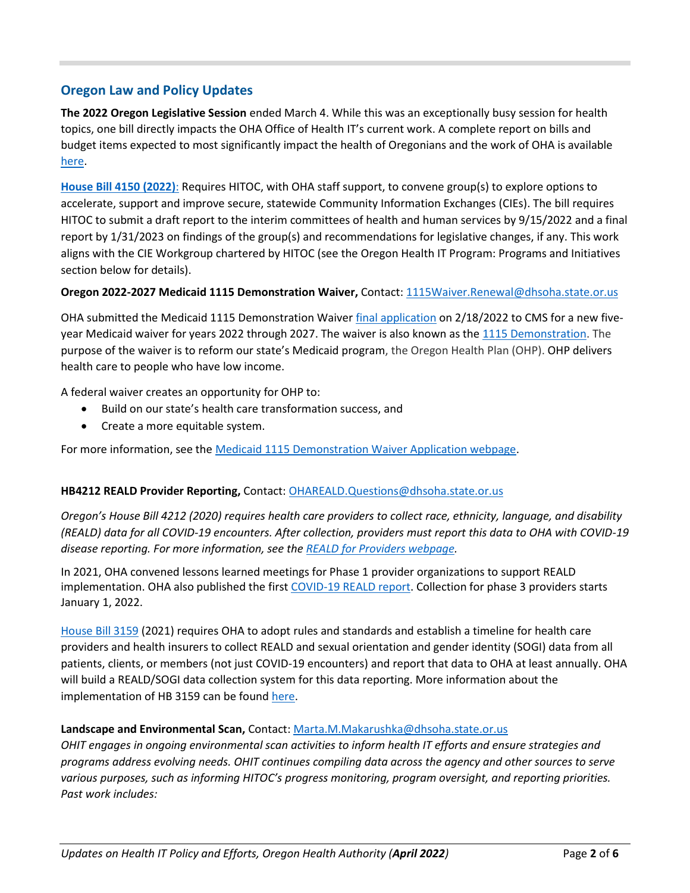## Oregon Law and Policy Updates

**The 2022 Oregon Legislative Session** ended March 4. While this was an exceptionally busy session for health topics, one bill directly impacts the OHA Office of Health IT's current work. A complete report on bills and budget items expected to most significantly impact the health of Oregonians and the work of OHA is available here.

**House Bill 4150 (2022)**: Requires HITOC, with OHA staff support, to convene group(s) to explore options to accelerate, support and improve secure, statewide Community Information Exchanges (CIEs). The bill requires HITOC to submit a draft report to the interim committees of health and human services by 9/15/2022 and a final report by 1/31/2023 on findings of the group(s) and recommendations for legislative changes, if any. This work aligns with the CIE Workgroup chartered by HITOC (see the Oregon Health IT Program: Programs and Initiatives section below for details).

**Oregon 2022-2027 Medicaid 1115 Demonstration Waiver,** Contact: 1115Waiver.Renewal@dhsoha.state.or.us

OHA submitted the Medicaid 1115 Demonstration Waiver final application on 2/18/2022 to CMS for a new five-year Medicaid waiver for years 2022 through 2027. The waiver is also known as the 1115 Demonstration. The purpose of the waiver is to reform our state's Medicaid program, the Oregon Health Plan (OHP). OHP delivers health care to people who have low income.

A federal waiver creates an opportunity for OHP to:

- Build on our state's health care transformation success, and
- Create a more equitable system.

For more information, see the Medicaid 1115 Demonstration Waiver Application webpage.

**HB4212 REALD Provider Reporting,** Contact: OHAREALD.Questions@dhsoha.state.or.us

*Oregon's House Bill 4212 (2020) requires health care providers to collect race, ethnicity, language, and disability (REALD) data for all COVID-19 encounters. After collection, providers must report this data to OHA with COVID-19 disease reporting. For more information, see the REALD for Providers webpage.*

In 2021, OHA convened lessons learned meetings for Phase 1 provider organizations to support REALD implementation. OHA also published the first COVID-19 REALD report. Collection for phase 3 providers starts January 1, 2022.

House Bill 3159 (2021) requires OHA to adopt rules and standards and establish a timeline for health care providers and health insurers to collect REALD and sexual orientation and gender identity (SOGI) data from all patients, clients, or members (not just COVID-19 encounters) and report that data to OHA at least annually. OHA will build a REALD/SOGI data collection system for this data reporting. More information about the implementation of HB 3159 can be found here.

**Landscape and Environmental Scan,** Contact: Marta.M.Makarushka@dhsoha.state.or.us

*OHIT engages in ongoing environmental scan activities to inform health IT efforts and ensure strategies and programs address evolving needs. OHIT continues compiling data across the agency and other sources to serve various purposes, such as informing HITOC's progress monitoring, program oversight, and reporting priorities. Past work includes:*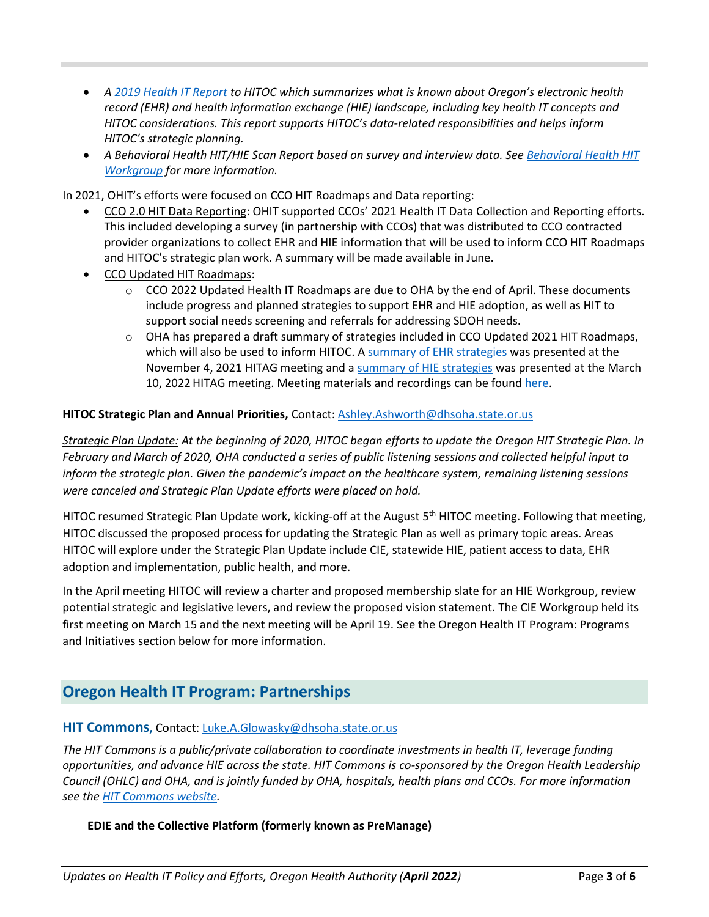- *A [2019 Health IT Report] to HITOC which summarizes what is known about Oregon's electronic health record (EHR) and health information exchange (HIE) landscape, including key health IT concepts and HITOC considerations. This report supports HITOC's data-related responsibilities and helps inform HITOC's strategic planning.*
- *A Behavioral Health HIT/HIE Scan Report based on survey and interview data. See [Behavioral Health HIT Workgroup] for more information.*

In 2021, OHIT's efforts were focused on CCO HIT Roadmaps and Data reporting:

- CCO 2.0 HIT Data Reporting: OHIT supported CCOs' 2021 Health IT Data Collection and Reporting efforts. This included developing a survey (in partnership with CCOs) that was distributed to CCO contracted provider organizations to collect EHR and HIE information that will be used to inform CCO HIT Roadmaps and HITOC's strategic plan work. A summary will be made available in June.
- CCO Updated HIT Roadmaps:
  - CCO 2022 Updated Health IT Roadmaps are due to OHA by the end of April. These documents include progress and planned strategies to support EHR and HIE adoption, as well as HIT to support social needs screening and referrals for addressing SDOH needs.
  - OHA has prepared a draft summary of strategies included in CCO Updated 2021 HIT Roadmaps, which will also be used to inform HITOC. A summary of EHR strategies was presented at the November 4, 2021 HITAG meeting and a summary of HIE strategies was presented at the March 10, 2022 HITAG meeting. Meeting materials and recordings can be found here.

**HITOC Strategic Plan and Annual Priorities,** Contact: Ashley.Ashworth@dhsoha.state.or.us

*Strategic Plan Update: At the beginning of 2020, HITOC began efforts to update the Oregon HIT Strategic Plan. In February and March of 2020, OHA conducted a series of public listening sessions and collected helpful input to inform the strategic plan. Given the pandemic's impact on the healthcare system, remaining listening sessions were canceled and Strategic Plan Update efforts were placed on hold.*

HITOC resumed Strategic Plan Update work, kicking-off at the August 5th HITOC meeting. Following that meeting, HITOC discussed the proposed process for updating the Strategic Plan as well as primary topic areas. Areas HITOC will explore under the Strategic Plan Update include CIE, statewide HIE, patient access to data, EHR adoption and implementation, public health, and more.

In the April meeting HITOC will review a charter and proposed membership slate for an HIE Workgroup, review potential strategic and legislative levers, and review the proposed vision statement. The CIE Workgroup held its first meeting on March 15 and the next meeting will be April 19. See the Oregon Health IT Program: Programs and Initiatives section below for more information.

## Oregon Health IT Program: Partnerships

### HIT Commons, Contact: Luke.A.Glowasky@dhsoha.state.or.us

*The HIT Commons is a public/private collaboration to coordinate investments in health IT, leverage funding opportunities, and advance HIE across the state. HIT Commons is co-sponsored by the Oregon Health Leadership Council (OHLC) and OHA, and is jointly funded by OHA, hospitals, health plans and CCOs. For more information see the HIT Commons website.*

**EDIE and the Collective Platform (formerly known as PreManage)**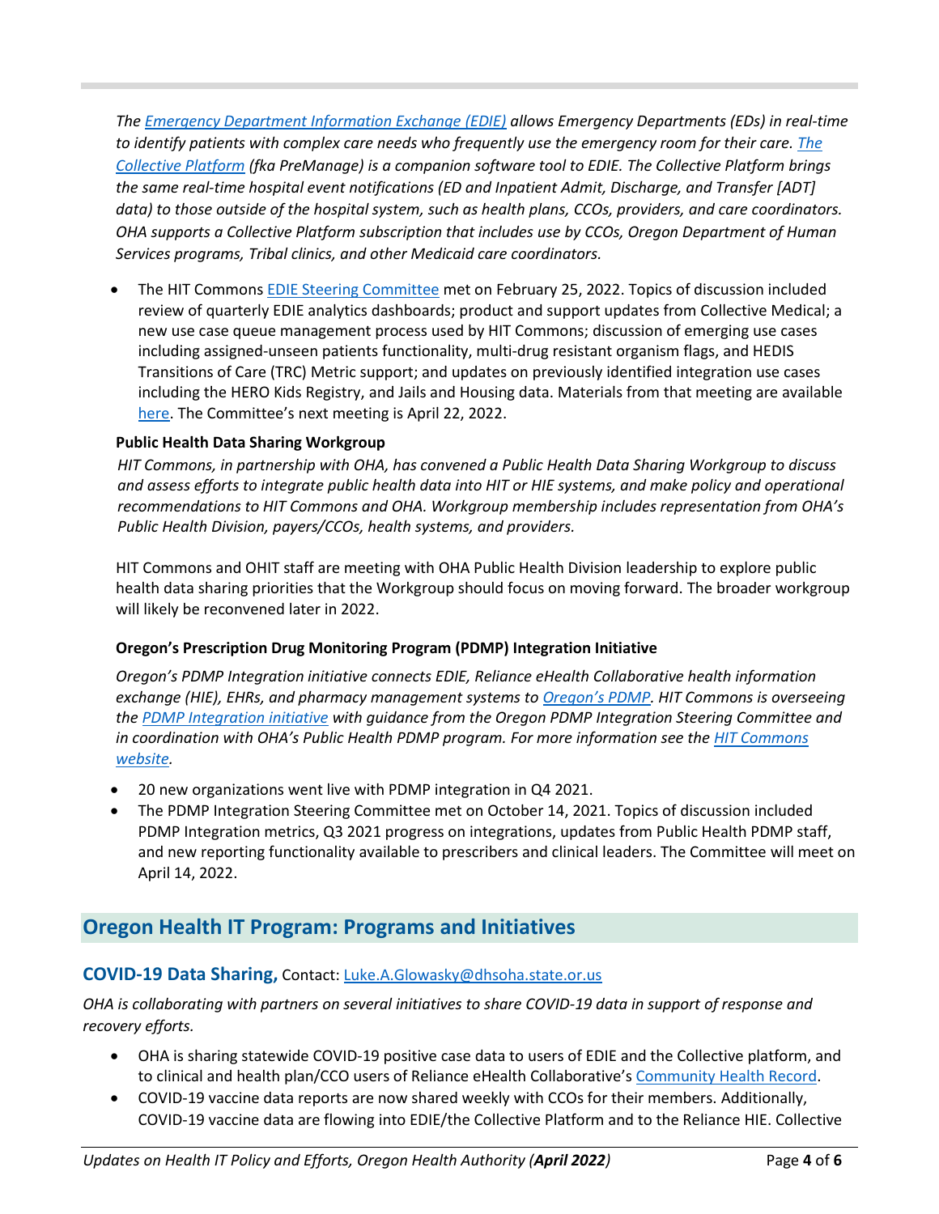*The [Emergency Department Information Exchange (EDIE)](#) allows Emergency Departments (EDs) in real-time to identify patients with complex care needs who frequently use the emergency room for their care. [The Collective Platform](#) (fka PreManage) is a companion software tool to EDIE. The Collective Platform brings the same real-time hospital event notifications (ED and Inpatient Admit, Discharge, and Transfer [ADT] data) to those outside of the hospital system, such as health plans, CCOs, providers, and care coordinators. OHA supports a Collective Platform subscription that includes use by CCOs, Oregon Department of Human Services programs, Tribal clinics, and other Medicaid care coordinators.*

- The HIT Commons [EDIE Steering Committee](#) met on February 25, 2022. Topics of discussion included review of quarterly EDIE analytics dashboards; product and support updates from Collective Medical; a new use case queue management process used by HIT Commons; discussion of emerging use cases including assigned-unseen patients functionality, multi-drug resistant organism flags, and HEDIS Transitions of Care (TRC) Metric support; and updates on previously identified integration use cases including the HERO Kids Registry, and Jails and Housing data. Materials from that meeting are available [here](#). The Committee's next meeting is April 22, 2022.

**Public Health Data Sharing Workgroup**

*HIT Commons, in partnership with OHA, has convened a Public Health Data Sharing Workgroup to discuss and assess efforts to integrate public health data into HIT or HIE systems, and make policy and operational recommendations to HIT Commons and OHA. Workgroup membership includes representation from OHA's Public Health Division, payers/CCOs, health systems, and providers.*

HIT Commons and OHIT staff are meeting with OHA Public Health Division leadership to explore public health data sharing priorities that the Workgroup should focus on moving forward. The broader workgroup will likely be reconvened later in 2022.

**Oregon's Prescription Drug Monitoring Program (PDMP) Integration Initiative**

*Oregon's PDMP Integration initiative connects EDIE, Reliance eHealth Collaborative health information exchange (HIE), EHRs, and pharmacy management systems to [Oregon's PDMP](#). HIT Commons is overseeing the [PDMP Integration initiative](#) with guidance from the Oregon PDMP Integration Steering Committee and in coordination with OHA's Public Health PDMP program. For more information see the [HIT Commons website](#).*

- 20 new organizations went live with PDMP integration in Q4 2021.
- The PDMP Integration Steering Committee met on October 14, 2021. Topics of discussion included PDMP Integration metrics, Q3 2021 progress on integrations, updates from Public Health PDMP staff, and new reporting functionality available to prescribers and clinical leaders. The Committee will meet on April 14, 2022.

## Oregon Health IT Program: Programs and Initiatives

### COVID-19 Data Sharing, Contact: Luke.A.Glowasky@dhsoha.state.or.us

*OHA is collaborating with partners on several initiatives to share COVID-19 data in support of response and recovery efforts.*

- OHA is sharing statewide COVID-19 positive case data to users of EDIE and the Collective platform, and to clinical and health plan/CCO users of Reliance eHealth Collaborative's [Community Health Record](#).
- COVID-19 vaccine data reports are now shared weekly with CCOs for their members. Additionally, COVID-19 vaccine data are flowing into EDIE/the Collective Platform and to the Reliance HIE. Collective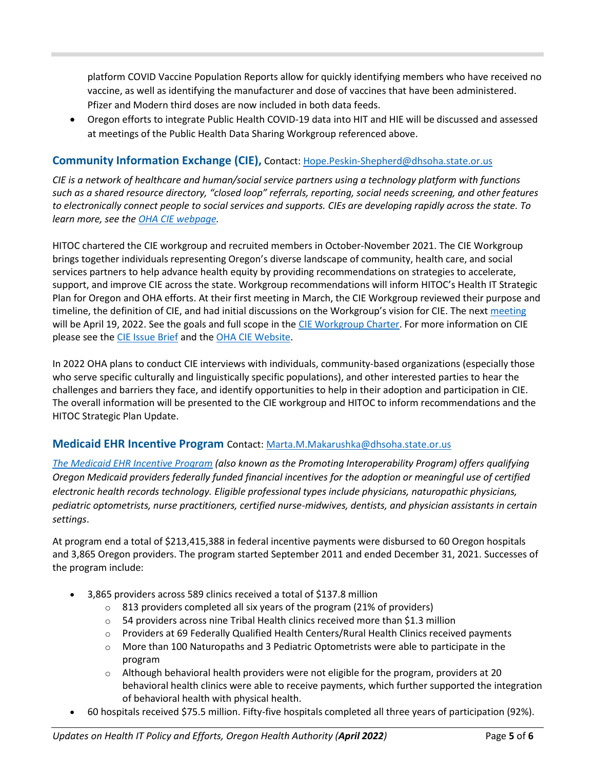platform COVID Vaccine Population Reports allow for quickly identifying members who have received no vaccine, as well as identifying the manufacturer and dose of vaccines that have been administered. Pfizer and Modern third doses are now included in both data feeds.

- Oregon efforts to integrate Public Health COVID-19 data into HIT and HIE will be discussed and assessed at meetings of the Public Health Data Sharing Workgroup referenced above.

## Community Information Exchange (CIE), Contact: Hope.Peskin-Shepherd@dhsoha.state.or.us

*CIE is a network of healthcare and human/social service partners using a technology platform with functions such as a shared resource directory, "closed loop" referrals, reporting, social needs screening, and other features to electronically connect people to social services and supports. CIEs are developing rapidly across the state. To learn more, see the OHA CIE webpage.*

HITOC chartered the CIE workgroup and recruited members in October-November 2021. The CIE Workgroup brings together individuals representing Oregon's diverse landscape of community, health care, and social services partners to help advance health equity by providing recommendations on strategies to accelerate, support, and improve CIE across the state. Workgroup recommendations will inform HITOC's Health IT Strategic Plan for Oregon and OHA efforts. At their first meeting in March, the CIE Workgroup reviewed their purpose and timeline, the definition of CIE, and had initial discussions on the Workgroup's vision for CIE. The next meeting will be April 19, 2022. See the goals and full scope in the CIE Workgroup Charter. For more information on CIE please see the CIE Issue Brief and the OHA CIE Website.

In 2022 OHA plans to conduct CIE interviews with individuals, community-based organizations (especially those who serve specific culturally and linguistically specific populations), and other interested parties to hear the challenges and barriers they face, and identify opportunities to help in their adoption and participation in CIE. The overall information will be presented to the CIE workgroup and HITOC to inform recommendations and the HITOC Strategic Plan Update.

## Medicaid EHR Incentive Program Contact: Marta.M.Makarushka@dhsoha.state.or.us

*The Medicaid EHR Incentive Program (also known as the Promoting Interoperability Program) offers qualifying Oregon Medicaid providers federally funded financial incentives for the adoption or meaningful use of certified electronic health records technology. Eligible professional types include physicians, naturopathic physicians, pediatric optometrists, nurse practitioners, certified nurse-midwives, dentists, and physician assistants in certain settings*.

At program end a total of $213,415,388 in federal incentive payments were disbursed to 60 Oregon hospitals and 3,865 Oregon providers. The program started September 2011 and ended December 31, 2021. Successes of the program include:

- 3,865 providers across 589 clinics received a total of $137.8 million
  - 813 providers completed all six years of the program (21% of providers)
  - 54 providers across nine Tribal Health clinics received more than $1.3 million
  - Providers at 69 Federally Qualified Health Centers/Rural Health Clinics received payments
  - More than 100 Naturopaths and 3 Pediatric Optometrists were able to participate in the program
  - Although behavioral health providers were not eligible for the program, providers at 20 behavioral health clinics were able to receive payments, which further supported the integration of behavioral health with physical health.
- 60 hospitals received $75.5 million. Fifty-five hospitals completed all three years of participation (92%).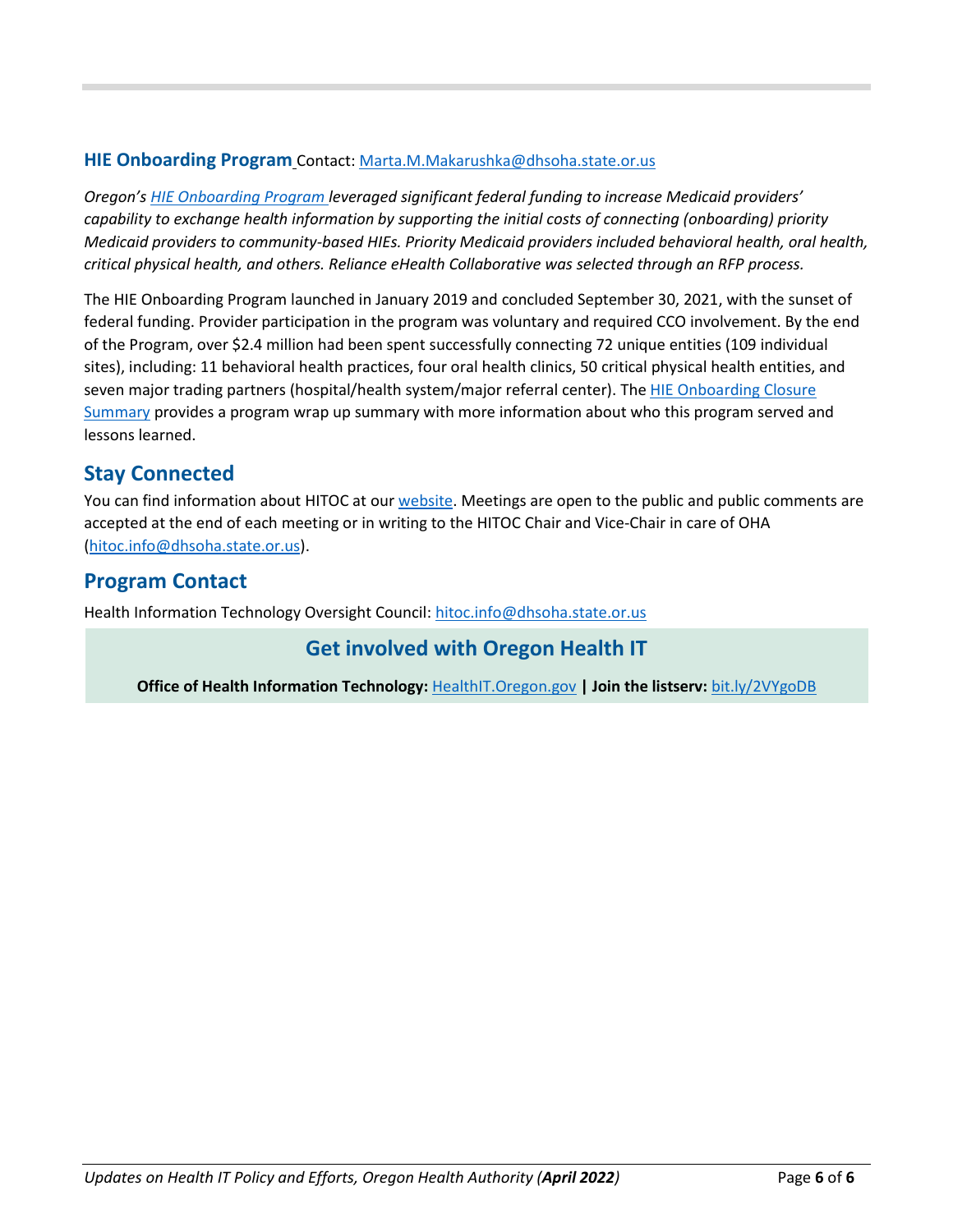### HIE Onboarding Program Contact: Marta.M.Makarushka@dhsoha.state.or.us

*Oregon's HIE Onboarding Program leveraged significant federal funding to increase Medicaid providers' capability to exchange health information by supporting the initial costs of connecting (onboarding) priority Medicaid providers to community-based HIEs. Priority Medicaid providers included behavioral health, oral health, critical physical health, and others. Reliance eHealth Collaborative was selected through an RFP process.*

The HIE Onboarding Program launched in January 2019 and concluded September 30, 2021, with the sunset of federal funding. Provider participation in the program was voluntary and required CCO involvement. By the end of the Program, over $2.4 million had been spent successfully connecting 72 unique entities (109 individual sites), including: 11 behavioral health practices, four oral health clinics, 50 critical physical health entities, and seven major trading partners (hospital/health system/major referral center). The HIE Onboarding Closure Summary provides a program wrap up summary with more information about who this program served and lessons learned.

## Stay Connected

You can find information about HITOC at our website. Meetings are open to the public and public comments are accepted at the end of each meeting or in writing to the HITOC Chair and Vice-Chair in care of OHA (hitoc.info@dhsoha.state.or.us).

## Program Contact

Health Information Technology Oversight Council: hitoc.info@dhsoha.state.or.us

## Get involved with Oregon Health IT

**Office of Health Information Technology:** HealthIT.Oregon.gov **| Join the listserv:** bit.ly/2VYgoDB